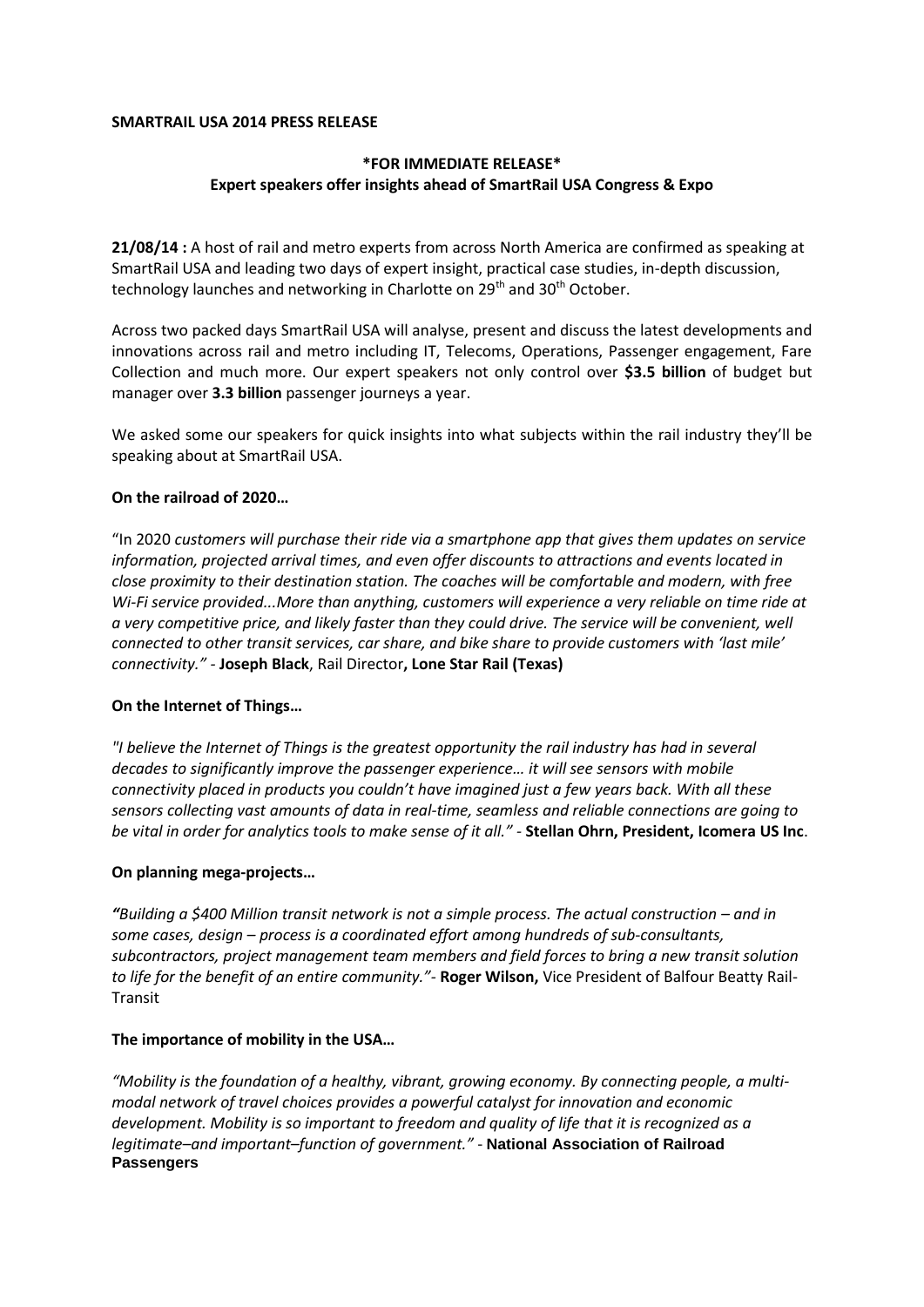**SMARTRAIL USA 2014 PRESS RELEASE**

**\*FOR IMMEDIATE RELEASE\***
**Expert speakers offer insights ahead of SmartRail USA Congress & Expo**

**21/08/14 :** A host of rail and metro experts from across North America are confirmed as speaking at SmartRail USA and leading two days of expert insight, practical case studies, in-depth discussion, technology launches and networking in Charlotte on 29th and 30th October.

Across two packed days SmartRail USA will analyse, present and discuss the latest developments and innovations across rail and metro including IT, Telecoms, Operations, Passenger engagement, Fare Collection and much more. Our expert speakers not only control over **$3.5 billion** of budget but manager over **3.3 billion** passenger journeys a year.

We asked some our speakers for quick insights into what subjects within the rail industry they'll be speaking about at SmartRail USA.

**On the railroad of 2020…**

"In 2020 *customers will purchase their ride via a smartphone app that gives them updates on service information, projected arrival times, and even offer discounts to attractions and events located in close proximity to their destination station. The coaches will be comfortable and modern, with free Wi-Fi service provided...More than anything, customers will experience a very reliable on time ride at a very competitive price, and likely faster than they could drive. The service will be convenient, well connected to other transit services, car share, and bike share to provide customers with 'last mile' connectivity."* - **Joseph Black**, Rail Director**, Lone Star Rail (Texas)**

**On the Internet of Things…**

*"I believe the Internet of Things is the greatest opportunity the rail industry has had in several decades to significantly improve the passenger experience… it will see sensors with mobile connectivity placed in products you couldn't have imagined just a few years back. With all these sensors collecting vast amounts of data in real-time, seamless and reliable connections are going to be vital in order for analytics tools to make sense of it all."* - **Stellan Ohrn, President, Icomera US Inc**.

**On planning mega-projects…**

***"****Building a $400 Million transit network is not a simple process. The actual construction – and in some cases, design – process is a coordinated effort among hundreds of sub-consultants, subcontractors, project management team members and field forces to bring a new transit solution to life for the benefit of an entire community."-* **Roger Wilson,** Vice President of Balfour Beatty Rail-Transit

**The importance of mobility in the USA…**

*"Mobility is the foundation of a healthy, vibrant, growing economy. By connecting people, a multi-modal network of travel choices provides a powerful catalyst for innovation and economic development. Mobility is so important to freedom and quality of life that it is recognized as a legitimate–and important–function of government."* - **National Association of Railroad Passengers**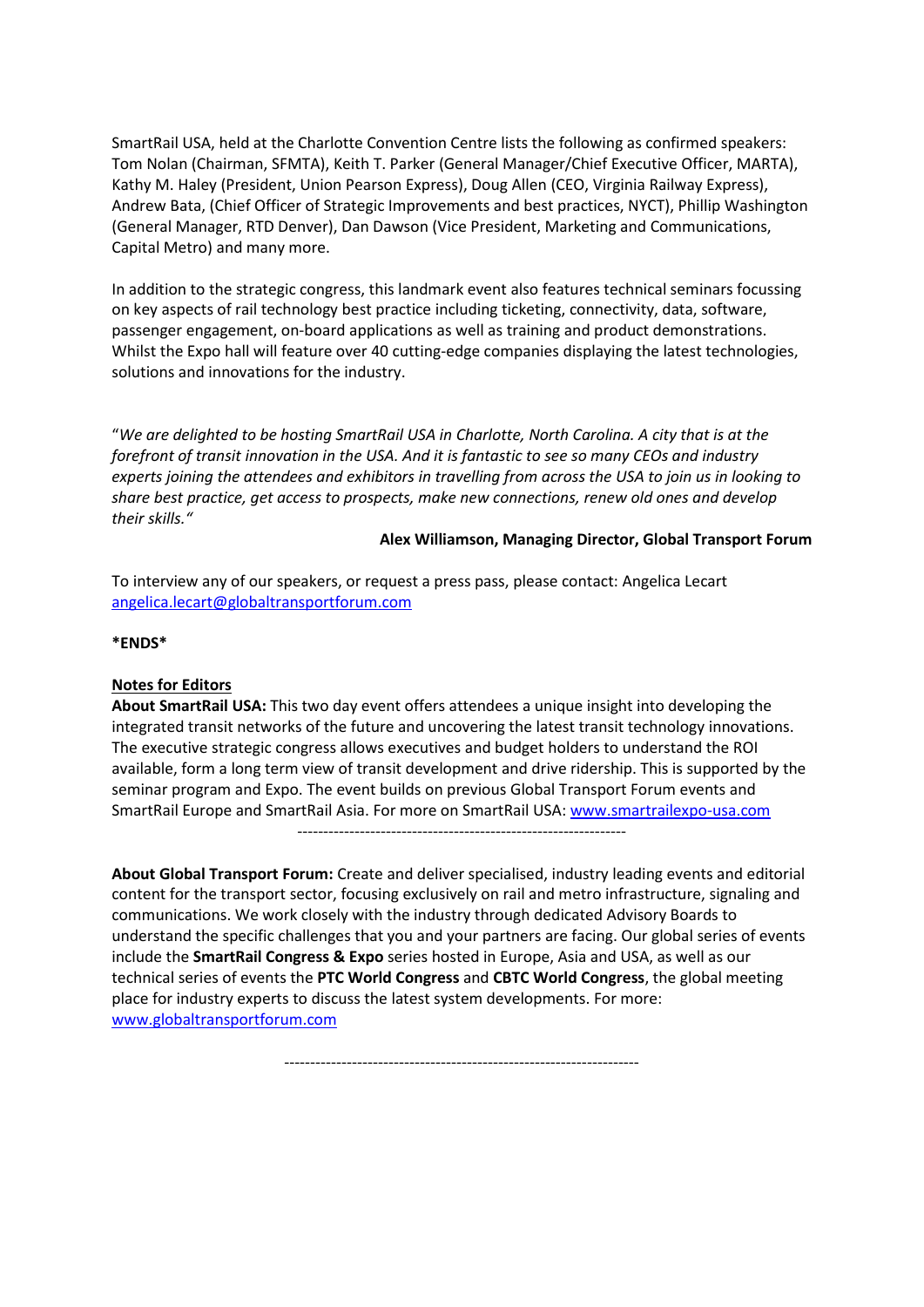SmartRail USA, held at the Charlotte Convention Centre lists the following as confirmed speakers: Tom Nolan (Chairman, SFMTA), Keith T. Parker (General Manager/Chief Executive Officer, MARTA), Kathy M. Haley (President, Union Pearson Express), Doug Allen (CEO, Virginia Railway Express), Andrew Bata, (Chief Officer of Strategic Improvements and best practices, NYCT), Phillip Washington (General Manager, RTD Denver), Dan Dawson (Vice President, Marketing and Communications, Capital Metro) and many more.

In addition to the strategic congress, this landmark event also features technical seminars focussing on key aspects of rail technology best practice including ticketing, connectivity, data, software, passenger engagement, on-board applications as well as training and product demonstrations. Whilst the Expo hall will feature over 40 cutting-edge companies displaying the latest technologies, solutions and innovations for the industry.

"*We are delighted to be hosting SmartRail USA in Charlotte, North Carolina. A city that is at the forefront of transit innovation in the USA. And it is fantastic to see so many CEOs and industry experts joining the attendees and exhibitors in travelling from across the USA to join us in looking to share best practice, get access to prospects, make new connections, renew old ones and develop their skills."*

**Alex Williamson, Managing Director, Global Transport Forum**

To interview any of our speakers, or request a press pass, please contact: Angelica Lecart [angelica.lecart@globaltransportforum.com](mailto:angelica.lecart@globaltransportforum.com)

**\*ENDS\***

**Notes for Editors**

**About SmartRail USA:** This two day event offers attendees a unique insight into developing the integrated transit networks of the future and uncovering the latest transit technology innovations. The executive strategic congress allows executives and budget holders to understand the ROI available, form a long term view of transit development and drive ridership. This is supported by the seminar program and Expo. The event builds on previous Global Transport Forum events and SmartRail Europe and SmartRail Asia. For more on SmartRail USA: [www.smartrailexpo-usa.com](http://www.smartrailexpo-usa.com)

---

**About Global Transport Forum:** Create and deliver specialised, industry leading events and editorial content for the transport sector, focusing exclusively on rail and metro infrastructure, signaling and communications. We work closely with the industry through dedicated Advisory Boards to understand the specific challenges that you and your partners are facing. Our global series of events include the **SmartRail Congress & Expo** series hosted in Europe, Asia and USA, as well as our technical series of events the **PTC World Congress** and **CBTC World Congress**, the global meeting place for industry experts to discuss the latest system developments. For more: [www.globaltransportforum.com](http://www.globaltransportforum.com)

---